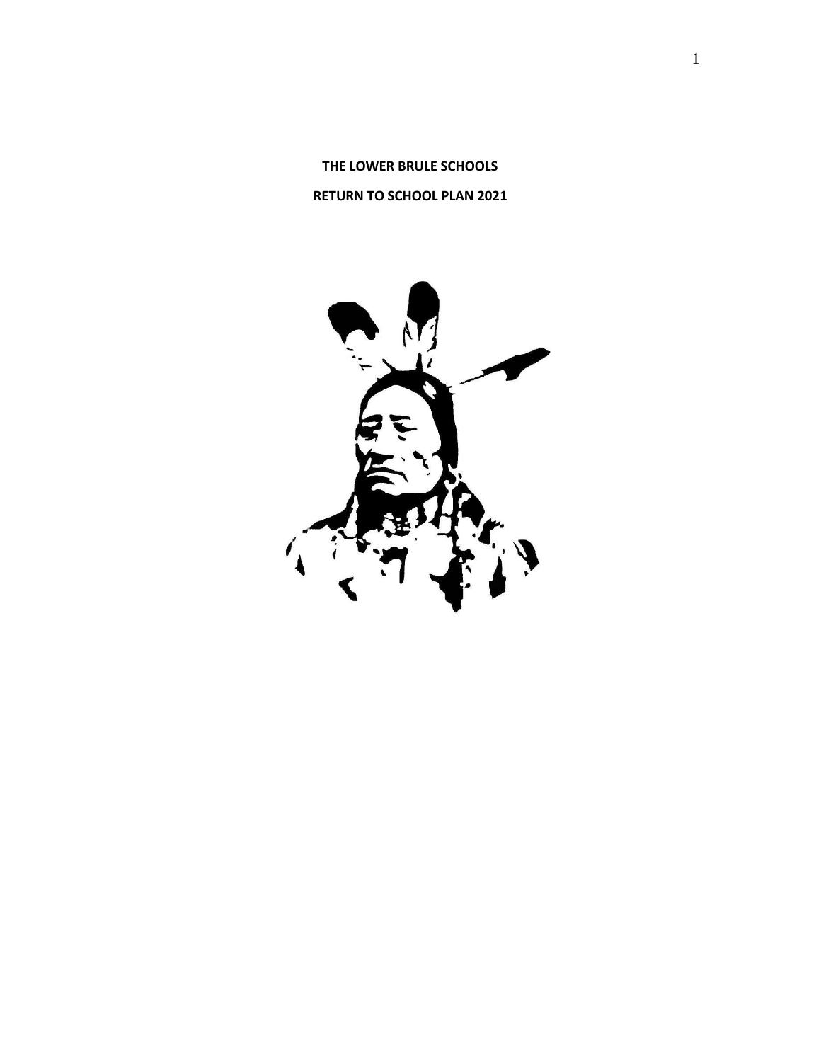# THE LOWER BRULE SCHOOLS

## RETURN TO SCHOOL PLAN 2021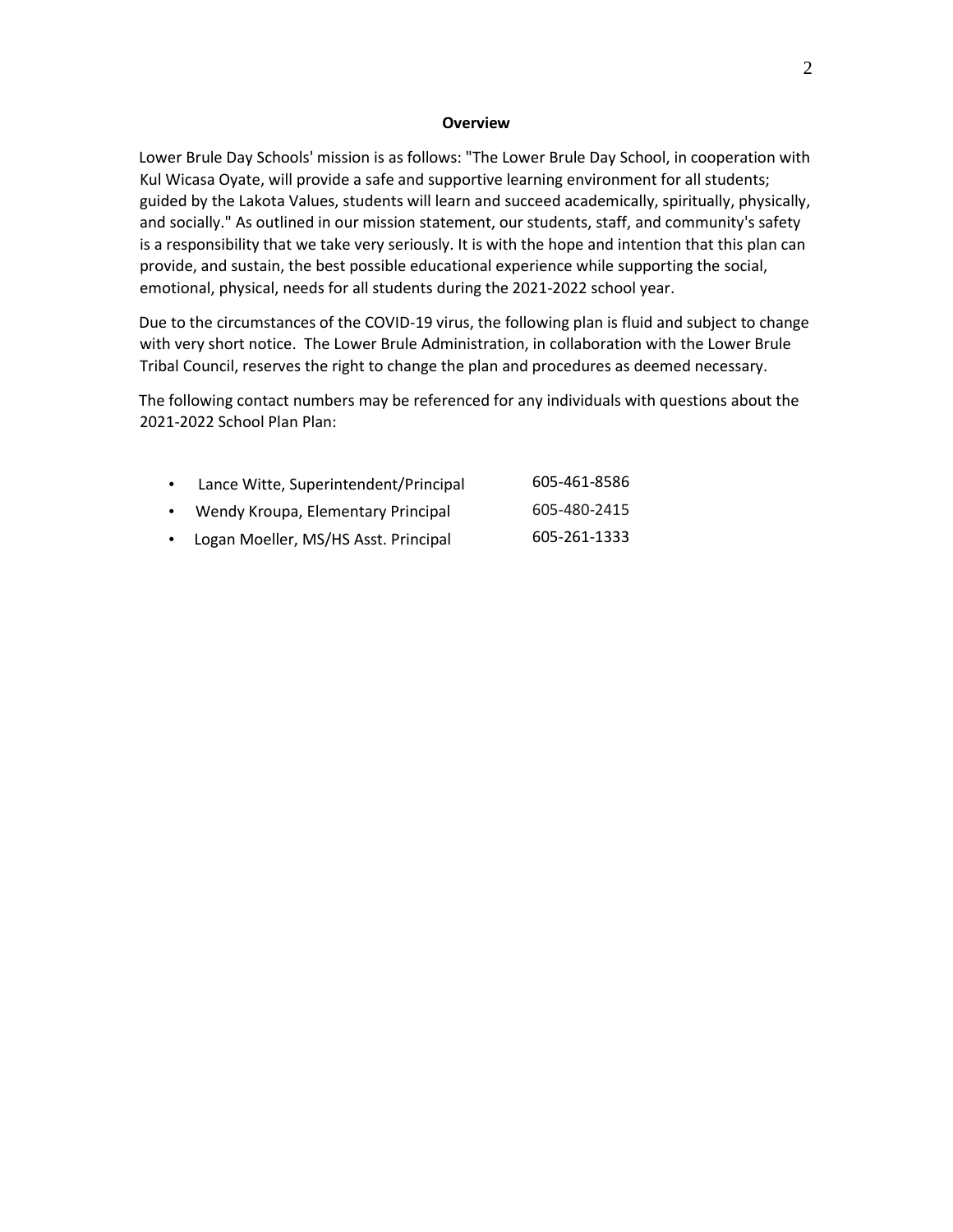## Overview

Lower Brule Day Schools' mission is as follows: "The Lower Brule Day School, in cooperation with Kul Wicasa Oyate, will provide a safe and supportive learning environment for all students; guided by the Lakota Values, students will learn and succeed academically, spiritually, physically, and socially." As outlined in our mission statement, our students, staff, and community's safety is a responsibility that we take very seriously. It is with the hope and intention that this plan can provide, and sustain, the best possible educational experience while supporting the social, emotional, physical, needs for all students during the 2021-2022 school year.

Due to the circumstances of the COVID-19 virus, the following plan is fluid and subject to change with very short notice. The Lower Brule Administration, in collaboration with the Lower Brule Tribal Council, reserves the right to change the plan and procedures as deemed necessary.

The following contact numbers may be referenced for any individuals with questions about the 2021-2022 School Plan Plan:

- Lance Witte, Superintendent/Principal 605-461-8586
- Wendy Kroupa, Elementary Principal 605-480-2415
- Logan Moeller, MS/HS Asst. Principal 605-261-1333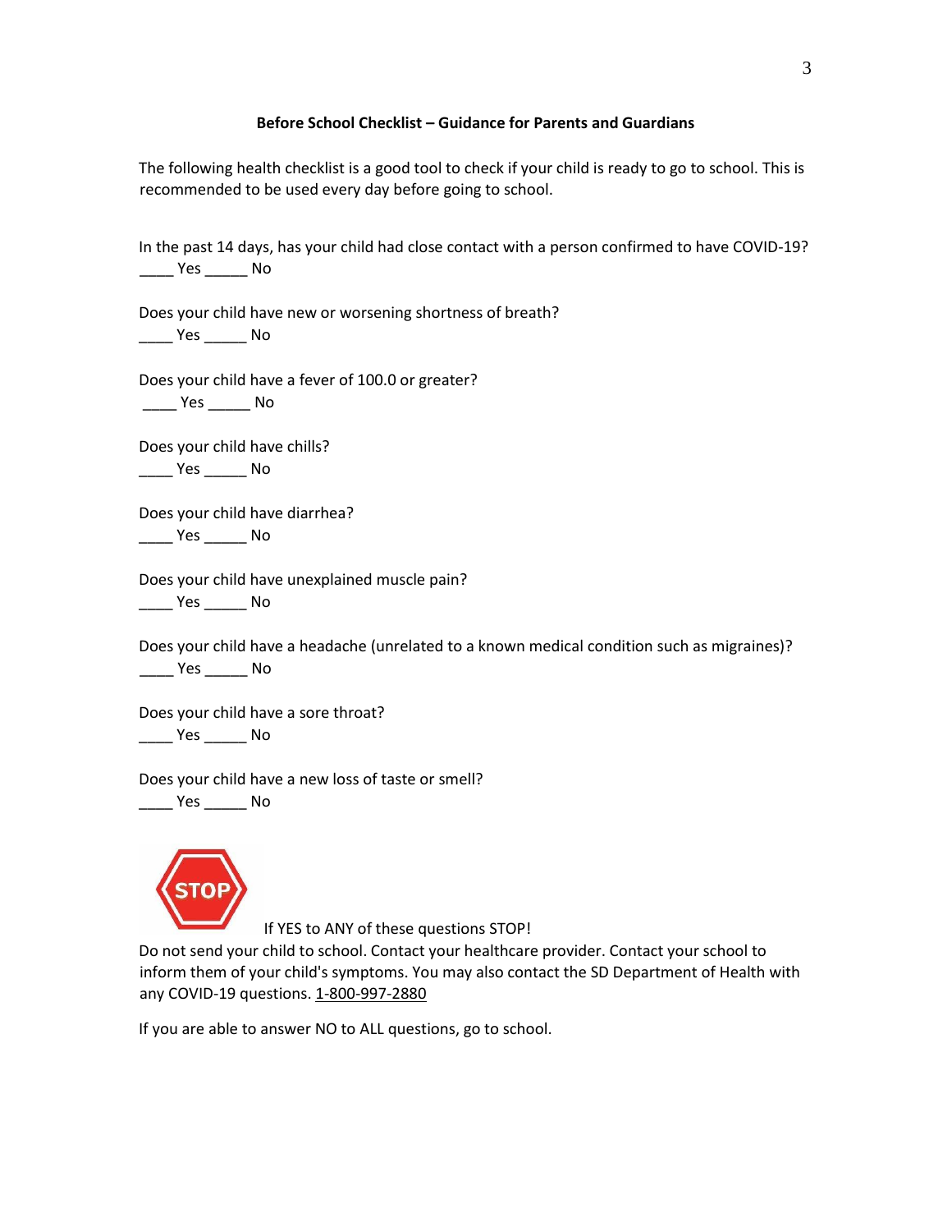**Before School Checklist – Guidance for Parents and Guardians**

The following health checklist is a good tool to check if your child is ready to go to school. This is recommended to be used every day before going to school.

In the past 14 days, has your child had close contact with a person confirmed to have COVID-19?
____ Yes _____ No

Does your child have new or worsening shortness of breath?
____ Yes _____ No

Does your child have a fever of 100.0 or greater?
____ Yes _____ No

Does your child have chills?
____ Yes _____ No

Does your child have diarrhea?
____ Yes _____ No

Does your child have unexplained muscle pain?
____ Yes _____ No

Does your child have a headache (unrelated to a known medical condition such as migraines)?
____ Yes _____ No

Does your child have a sore throat?
____ Yes _____ No

Does your child have a new loss of taste or smell?
____ Yes _____ No

STOP If YES to ANY of these questions STOP!
Do not send your child to school. Contact your healthcare provider. Contact your school to inform them of your child's symptoms. You may also contact the SD Department of Health with any COVID-19 questions. 1-800-997-2880

If you are able to answer NO to ALL questions, go to school.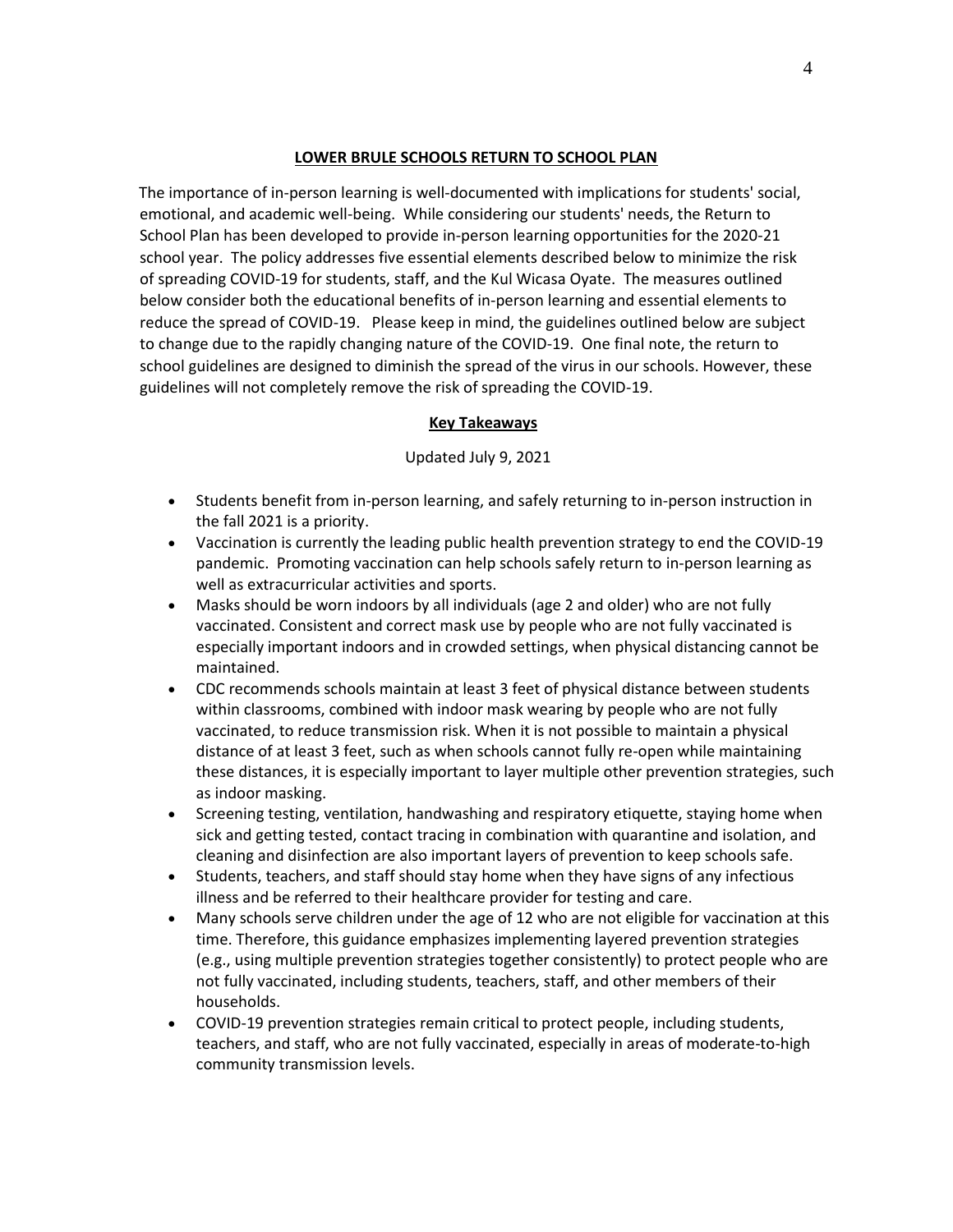## LOWER BRULE SCHOOLS RETURN TO SCHOOL PLAN

The importance of in-person learning is well-documented with implications for students' social, emotional, and academic well-being. While considering our students' needs, the Return to School Plan has been developed to provide in-person learning opportunities for the 2020-21 school year. The policy addresses five essential elements described below to minimize the risk of spreading COVID-19 for students, staff, and the Kul Wicasa Oyate. The measures outlined below consider both the educational benefits of in-person learning and essential elements to reduce the spread of COVID-19. Please keep in mind, the guidelines outlined below are subject to change due to the rapidly changing nature of the COVID-19. One final note, the return to school guidelines are designed to diminish the spread of the virus in our schools. However, these guidelines will not completely remove the risk of spreading the COVID-19.

### Key Takeaways

Updated July 9, 2021

- Students benefit from in-person learning, and safely returning to in-person instruction in the fall 2021 is a priority.
- Vaccination is currently the leading public health prevention strategy to end the COVID-19 pandemic. Promoting vaccination can help schools safely return to in-person learning as well as extracurricular activities and sports.
- Masks should be worn indoors by all individuals (age 2 and older) who are not fully vaccinated. Consistent and correct mask use by people who are not fully vaccinated is especially important indoors and in crowded settings, when physical distancing cannot be maintained.
- CDC recommends schools maintain at least 3 feet of physical distance between students within classrooms, combined with indoor mask wearing by people who are not fully vaccinated, to reduce transmission risk. When it is not possible to maintain a physical distance of at least 3 feet, such as when schools cannot fully re-open while maintaining these distances, it is especially important to layer multiple other prevention strategies, such as indoor masking.
- Screening testing, ventilation, handwashing and respiratory etiquette, staying home when sick and getting tested, contact tracing in combination with quarantine and isolation, and cleaning and disinfection are also important layers of prevention to keep schools safe.
- Students, teachers, and staff should stay home when they have signs of any infectious illness and be referred to their healthcare provider for testing and care.
- Many schools serve children under the age of 12 who are not eligible for vaccination at this time. Therefore, this guidance emphasizes implementing layered prevention strategies (e.g., using multiple prevention strategies together consistently) to protect people who are not fully vaccinated, including students, teachers, staff, and other members of their households.
- COVID-19 prevention strategies remain critical to protect people, including students, teachers, and staff, who are not fully vaccinated, especially in areas of moderate-to-high community transmission levels.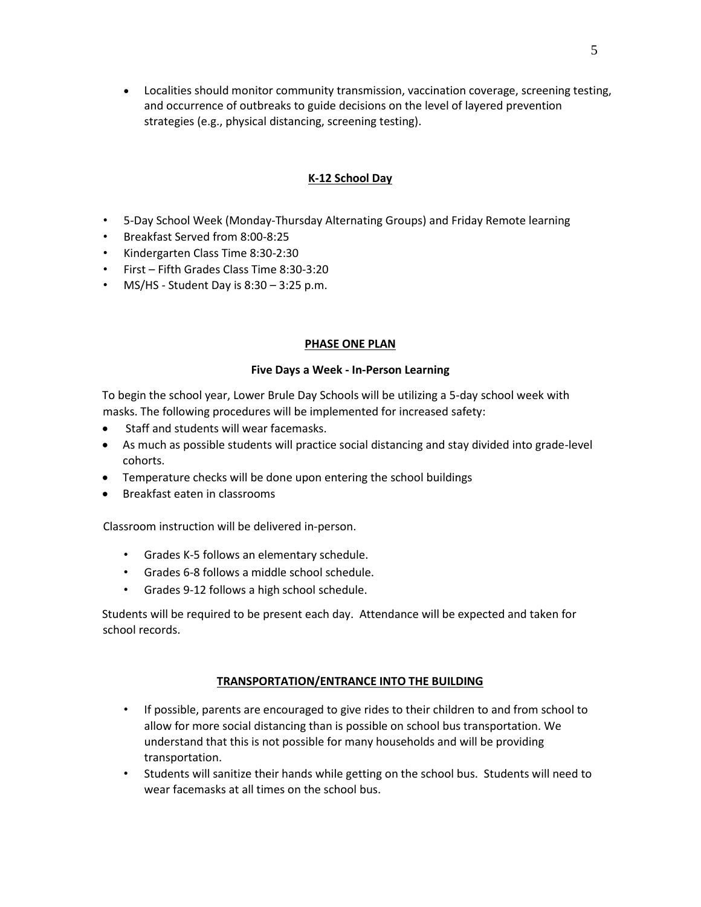- Localities should monitor community transmission, vaccination coverage, screening testing, and occurrence of outbreaks to guide decisions on the level of layered prevention strategies (e.g., physical distancing, screening testing).

## K-12 School Day

- 5-Day School Week (Monday-Thursday Alternating Groups) and Friday Remote learning
- Breakfast Served from 8:00-8:25
- Kindergarten Class Time 8:30-2:30
- First – Fifth Grades Class Time 8:30-3:20
- MS/HS - Student Day is 8:30 – 3:25 p.m.

## PHASE ONE PLAN

### Five Days a Week - In-Person Learning

To begin the school year, Lower Brule Day Schools will be utilizing a 5-day school week with masks. The following procedures will be implemented for increased safety:

- Staff and students will wear facemasks.
- As much as possible students will practice social distancing and stay divided into grade-level cohorts.
- Temperature checks will be done upon entering the school buildings
- Breakfast eaten in classrooms

Classroom instruction will be delivered in-person.

- Grades K-5 follows an elementary schedule.
- Grades 6-8 follows a middle school schedule.
- Grades 9-12 follows a high school schedule.

Students will be required to be present each day. Attendance will be expected and taken for school records.

## TRANSPORTATION/ENTRANCE INTO THE BUILDING

- If possible, parents are encouraged to give rides to their children to and from school to allow for more social distancing than is possible on school bus transportation. We understand that this is not possible for many households and will be providing transportation.
- Students will sanitize their hands while getting on the school bus. Students will need to wear facemasks at all times on the school bus.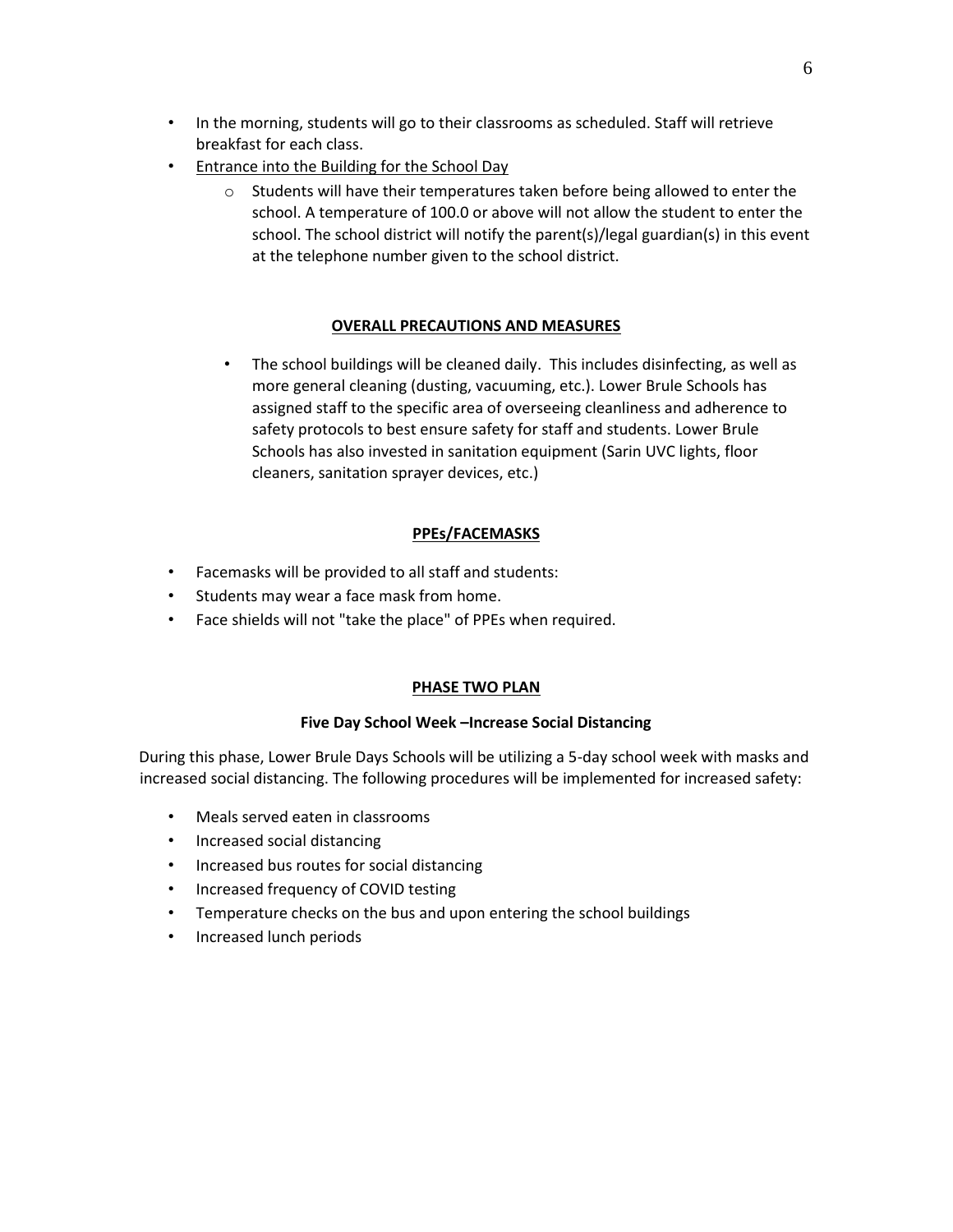- In the morning, students will go to their classrooms as scheduled. Staff will retrieve breakfast for each class.
- Entrance into the Building for the School Day
  - Students will have their temperatures taken before being allowed to enter the school. A temperature of 100.0 or above will not allow the student to enter the school. The school district will notify the parent(s)/legal guardian(s) in this event at the telephone number given to the school district.

## OVERALL PRECAUTIONS AND MEASURES

- The school buildings will be cleaned daily. This includes disinfecting, as well as more general cleaning (dusting, vacuuming, etc.). Lower Brule Schools has assigned staff to the specific area of overseeing cleanliness and adherence to safety protocols to best ensure safety for staff and students. Lower Brule Schools has also invested in sanitation equipment (Sarin UVC lights, floor cleaners, sanitation sprayer devices, etc.)

## PPEs/FACEMASKS

- Facemasks will be provided to all staff and students:
- Students may wear a face mask from home.
- Face shields will not "take the place" of PPEs when required.

## PHASE TWO PLAN

### Five Day School Week –Increase Social Distancing

During this phase, Lower Brule Days Schools will be utilizing a 5-day school week with masks and increased social distancing. The following procedures will be implemented for increased safety:

- Meals served eaten in classrooms
- Increased social distancing
- Increased bus routes for social distancing
- Increased frequency of COVID testing
- Temperature checks on the bus and upon entering the school buildings
- Increased lunch periods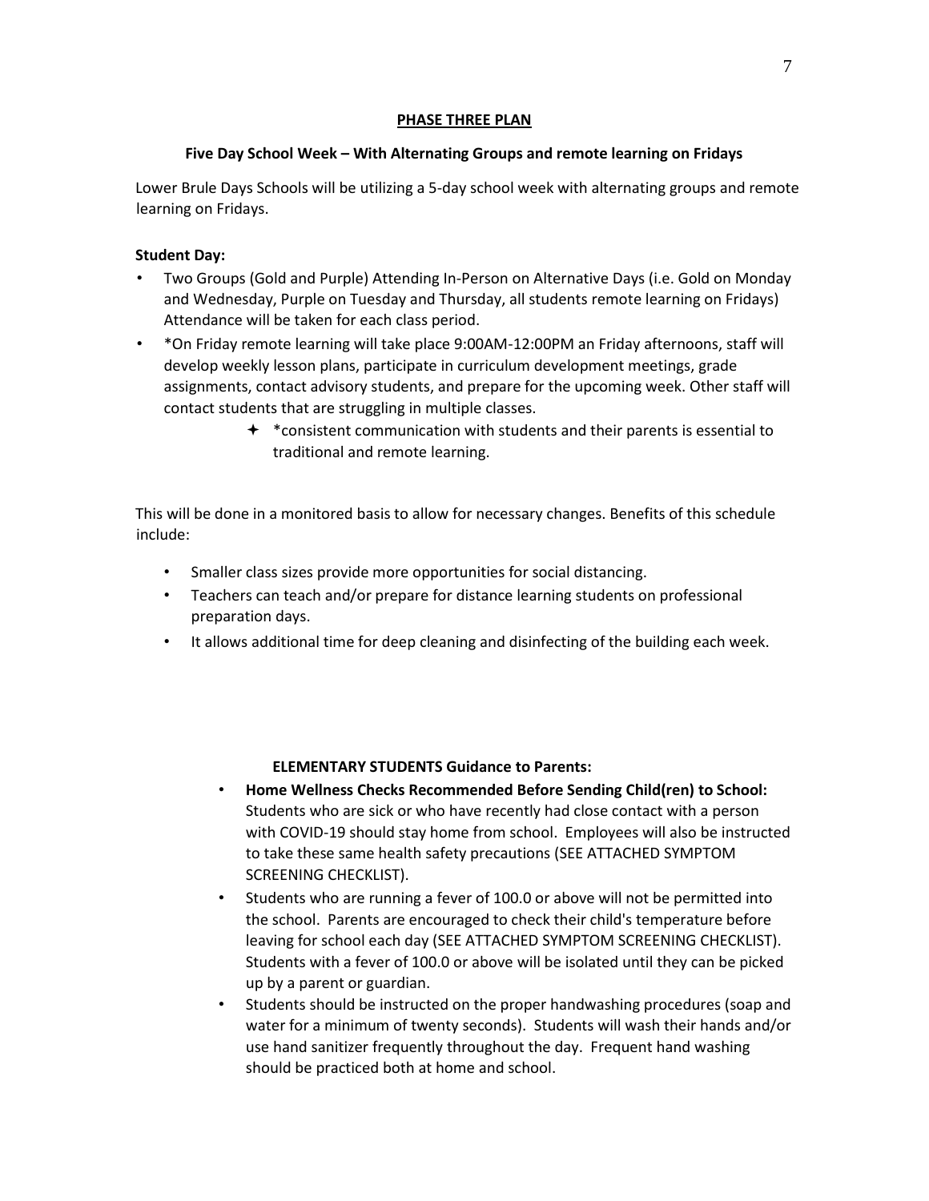## PHASE THREE PLAN

### Five Day School Week – With Alternating Groups and remote learning on Fridays

Lower Brule Days Schools will be utilizing a 5-day school week with alternating groups and remote learning on Fridays.

**Student Day:**

- Two Groups (Gold and Purple) Attending In-Person on Alternative Days (i.e. Gold on Monday and Wednesday, Purple on Tuesday and Thursday, all students remote learning on Fridays) Attendance will be taken for each class period.
- *On Friday remote learning will take place 9:00AM-12:00PM an Friday afternoons, staff will develop weekly lesson plans, participate in curriculum development meetings, grade assignments, contact advisory students, and prepare for the upcoming week. Other staff will contact students that are struggling in multiple classes.
  - *consistent communication with students and their parents is essential to traditional and remote learning.

This will be done in a monitored basis to allow for necessary changes. Benefits of this schedule include:

- Smaller class sizes provide more opportunities for social distancing.
- Teachers can teach and/or prepare for distance learning students on professional preparation days.
- It allows additional time for deep cleaning and disinfecting of the building each week.

**ELEMENTARY STUDENTS Guidance to Parents:**

- **Home Wellness Checks Recommended Before Sending Child(ren) to School:** Students who are sick or who have recently had close contact with a person with COVID-19 should stay home from school. Employees will also be instructed to take these same health safety precautions (SEE ATTACHED SYMPTOM SCREENING CHECKLIST).
- Students who are running a fever of 100.0 or above will not be permitted into the school. Parents are encouraged to check their child's temperature before leaving for school each day (SEE ATTACHED SYMPTOM SCREENING CHECKLIST). Students with a fever of 100.0 or above will be isolated until they can be picked up by a parent or guardian.
- Students should be instructed on the proper handwashing procedures (soap and water for a minimum of twenty seconds). Students will wash their hands and/or use hand sanitizer frequently throughout the day. Frequent hand washing should be practiced both at home and school.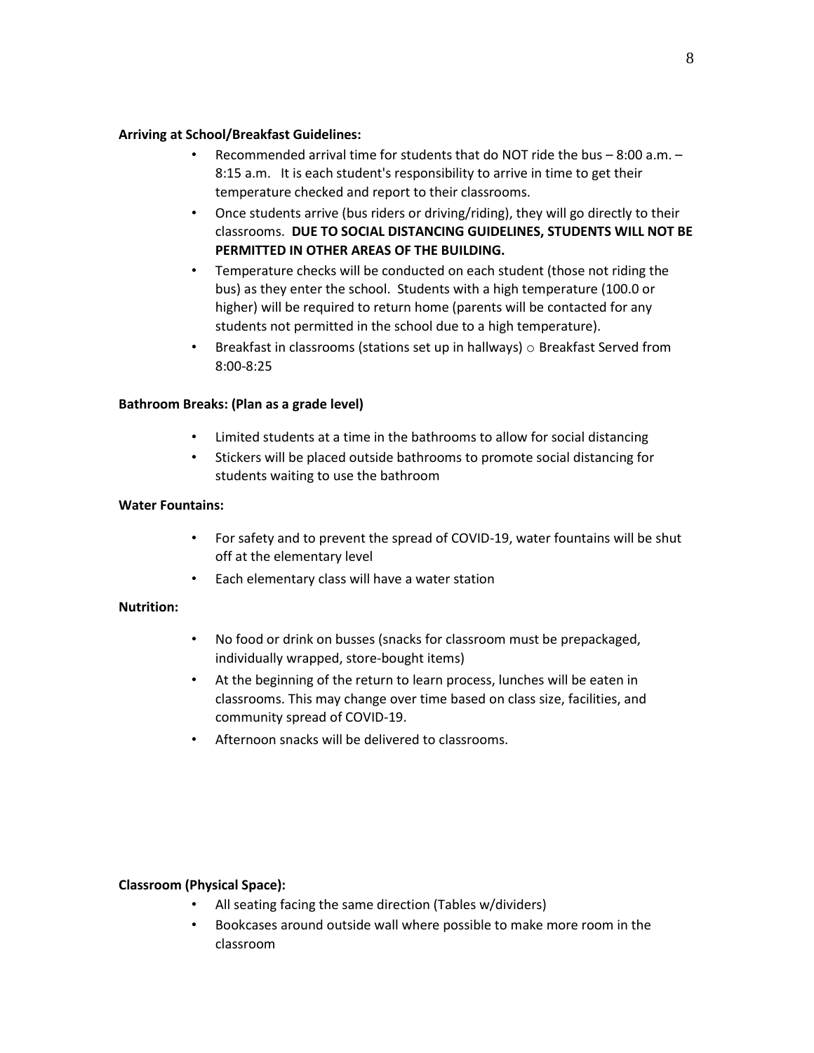**Arriving at School/Breakfast Guidelines:**

- Recommended arrival time for students that do NOT ride the bus – 8:00 a.m. – 8:15 a.m. It is each student's responsibility to arrive in time to get their temperature checked and report to their classrooms.
- Once students arrive (bus riders or driving/riding), they will go directly to their classrooms. **DUE TO SOCIAL DISTANCING GUIDELINES, STUDENTS WILL NOT BE PERMITTED IN OTHER AREAS OF THE BUILDING.**
- Temperature checks will be conducted on each student (those not riding the bus) as they enter the school. Students with a high temperature (100.0 or higher) will be required to return home (parents will be contacted for any students not permitted in the school due to a high temperature).
- Breakfast in classrooms (stations set up in hallways) ○ Breakfast Served from 8:00-8:25

**Bathroom Breaks: (Plan as a grade level)**

- Limited students at a time in the bathrooms to allow for social distancing
- Stickers will be placed outside bathrooms to promote social distancing for students waiting to use the bathroom

**Water Fountains:**

- For safety and to prevent the spread of COVID-19, water fountains will be shut off at the elementary level
- Each elementary class will have a water station

**Nutrition:**

- No food or drink on busses (snacks for classroom must be prepackaged, individually wrapped, store-bought items)
- At the beginning of the return to learn process, lunches will be eaten in classrooms. This may change over time based on class size, facilities, and community spread of COVID-19.
- Afternoon snacks will be delivered to classrooms.

**Classroom (Physical Space):**

- All seating facing the same direction (Tables w/dividers)
- Bookcases around outside wall where possible to make more room in the classroom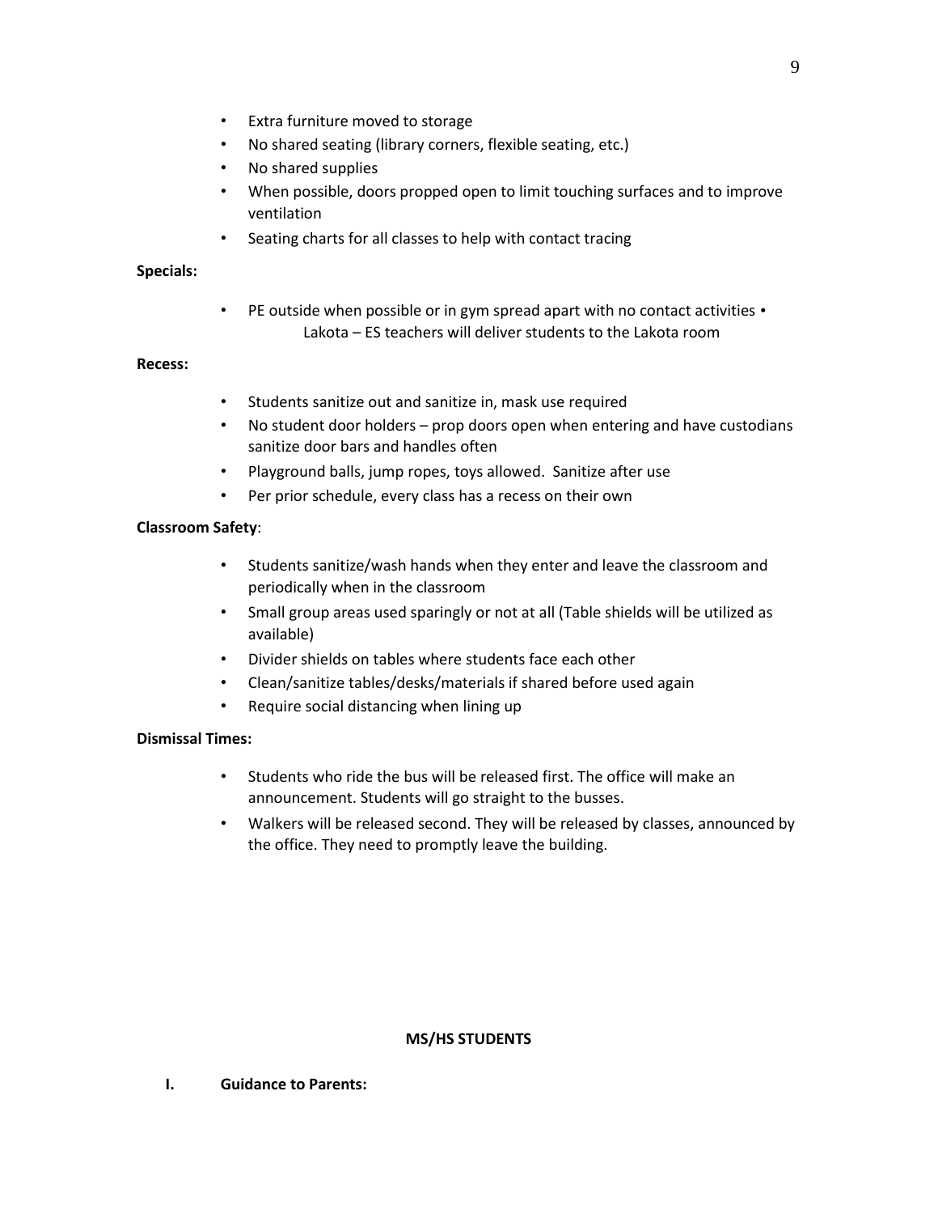- Extra furniture moved to storage
- No shared seating (library corners, flexible seating, etc.)
- No shared supplies
- When possible, doors propped open to limit touching surfaces and to improve ventilation
- Seating charts for all classes to help with contact tracing

**Specials:**

- PE outside when possible or in gym spread apart with no contact activities
- Lakota – ES teachers will deliver students to the Lakota room

**Recess:**

- Students sanitize out and sanitize in, mask use required
- No student door holders – prop doors open when entering and have custodians sanitize door bars and handles often
- Playground balls, jump ropes, toys allowed. Sanitize after use
- Per prior schedule, every class has a recess on their own

**Classroom Safety**:

- Students sanitize/wash hands when they enter and leave the classroom and periodically when in the classroom
- Small group areas used sparingly or not at all (Table shields will be utilized as available)
- Divider shields on tables where students face each other
- Clean/sanitize tables/desks/materials if shared before used again
- Require social distancing when lining up

**Dismissal Times:**

- Students who ride the bus will be released first. The office will make an announcement. Students will go straight to the busses.
- Walkers will be released second. They will be released by classes, announced by the office. They need to promptly leave the building.

## MS/HS STUDENTS

**I. Guidance to Parents:**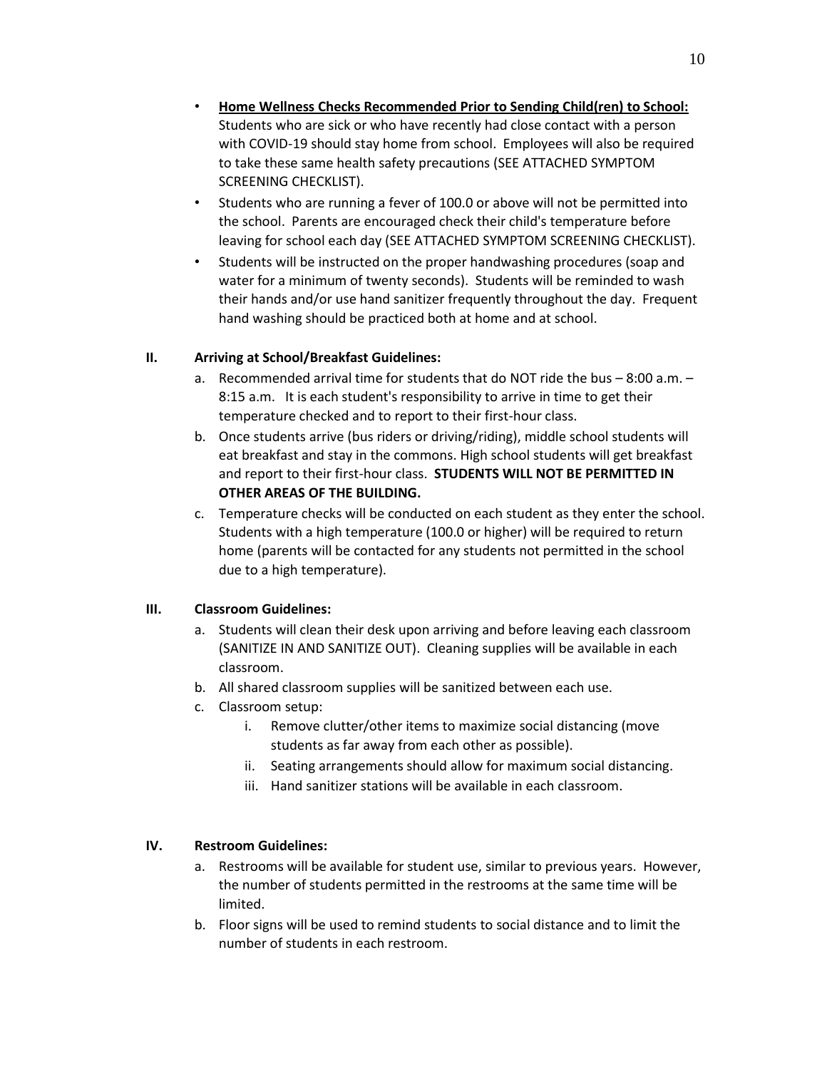- **Home Wellness Checks Recommended Prior to Sending Child(ren) to School:** Students who are sick or who have recently had close contact with a person with COVID-19 should stay home from school. Employees will also be required to take these same health safety precautions (SEE ATTACHED SYMPTOM SCREENING CHECKLIST).
- Students who are running a fever of 100.0 or above will not be permitted into the school. Parents are encouraged check their child's temperature before leaving for school each day (SEE ATTACHED SYMPTOM SCREENING CHECKLIST).
- Students will be instructed on the proper handwashing procedures (soap and water for a minimum of twenty seconds). Students will be reminded to wash their hands and/or use hand sanitizer frequently throughout the day. Frequent hand washing should be practiced both at home and at school.

## II. Arriving at School/Breakfast Guidelines:

a. Recommended arrival time for students that do NOT ride the bus – 8:00 a.m. – 8:15 a.m. It is each student's responsibility to arrive in time to get their temperature checked and to report to their first-hour class.

b. Once students arrive (bus riders or driving/riding), middle school students will eat breakfast and stay in the commons. High school students will get breakfast and report to their first-hour class. **STUDENTS WILL NOT BE PERMITTED IN OTHER AREAS OF THE BUILDING.**

c. Temperature checks will be conducted on each student as they enter the school. Students with a high temperature (100.0 or higher) will be required to return home (parents will be contacted for any students not permitted in the school due to a high temperature).

## III. Classroom Guidelines:

a. Students will clean their desk upon arriving and before leaving each classroom (SANITIZE IN AND SANITIZE OUT). Cleaning supplies will be available in each classroom.

b. All shared classroom supplies will be sanitized between each use.

c. Classroom setup:

   i. Remove clutter/other items to maximize social distancing (move students as far away from each other as possible).

   ii. Seating arrangements should allow for maximum social distancing.

   iii. Hand sanitizer stations will be available in each classroom.

## IV. Restroom Guidelines:

a. Restrooms will be available for student use, similar to previous years. However, the number of students permitted in the restrooms at the same time will be limited.

b. Floor signs will be used to remind students to social distance and to limit the number of students in each restroom.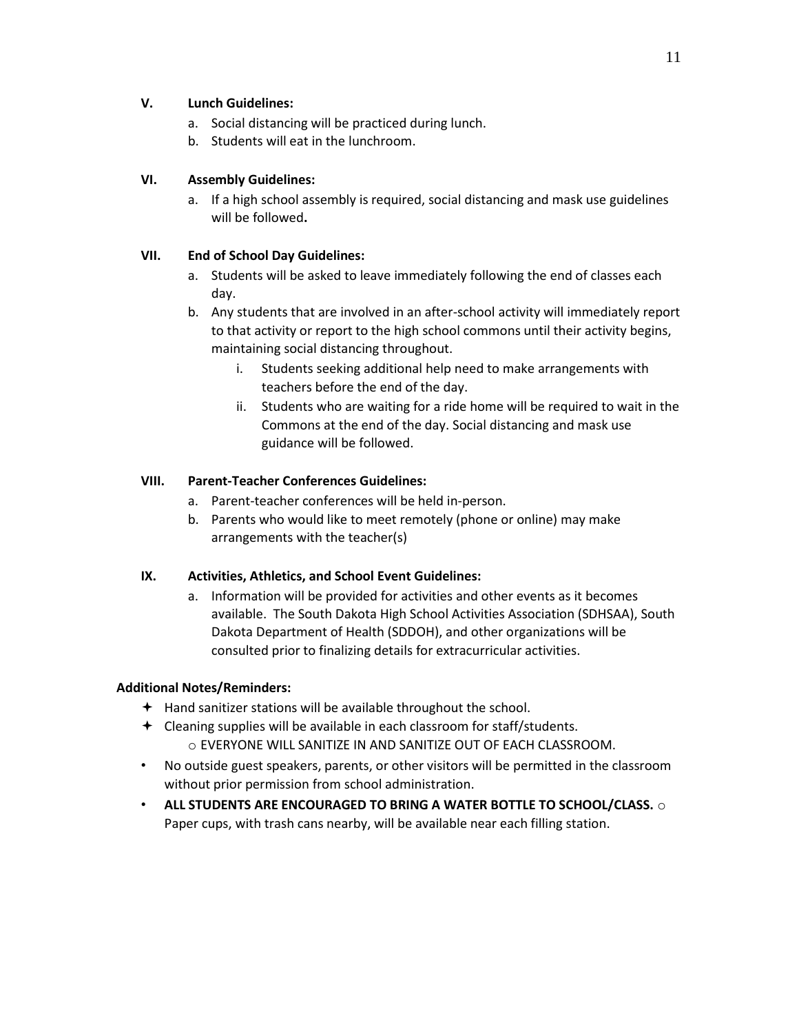**V. Lunch Guidelines:**

a. Social distancing will be practiced during lunch.
b. Students will eat in the lunchroom.

**VI. Assembly Guidelines:**

a. If a high school assembly is required, social distancing and mask use guidelines will be followed**.**

**VII. End of School Day Guidelines:**

a. Students will be asked to leave immediately following the end of classes each day.
b. Any students that are involved in an after-school activity will immediately report to that activity or report to the high school commons until their activity begins, maintaining social distancing throughout.
    i. Students seeking additional help need to make arrangements with teachers before the end of the day.
    ii. Students who are waiting for a ride home will be required to wait in the Commons at the end of the day. Social distancing and mask use guidance will be followed.

**VIII. Parent-Teacher Conferences Guidelines:**

a. Parent-teacher conferences will be held in-person.
b. Parents who would like to meet remotely (phone or online) may make arrangements with the teacher(s)

**IX. Activities, Athletics, and School Event Guidelines:**

a. Information will be provided for activities and other events as it becomes available. The South Dakota High School Activities Association (SDHSAA), South Dakota Department of Health (SDDOH), and other organizations will be consulted prior to finalizing details for extracurricular activities.

**Additional Notes/Reminders:**

- Hand sanitizer stations will be available throughout the school.
- Cleaning supplies will be available in each classroom for staff/students.
    - EVERYONE WILL SANITIZE IN AND SANITIZE OUT OF EACH CLASSROOM.
- No outside guest speakers, parents, or other visitors will be permitted in the classroom without prior permission from school administration.
- **ALL STUDENTS ARE ENCOURAGED TO BRING A WATER BOTTLE TO SCHOOL/CLASS.** ○ Paper cups, with trash cans nearby, will be available near each filling station.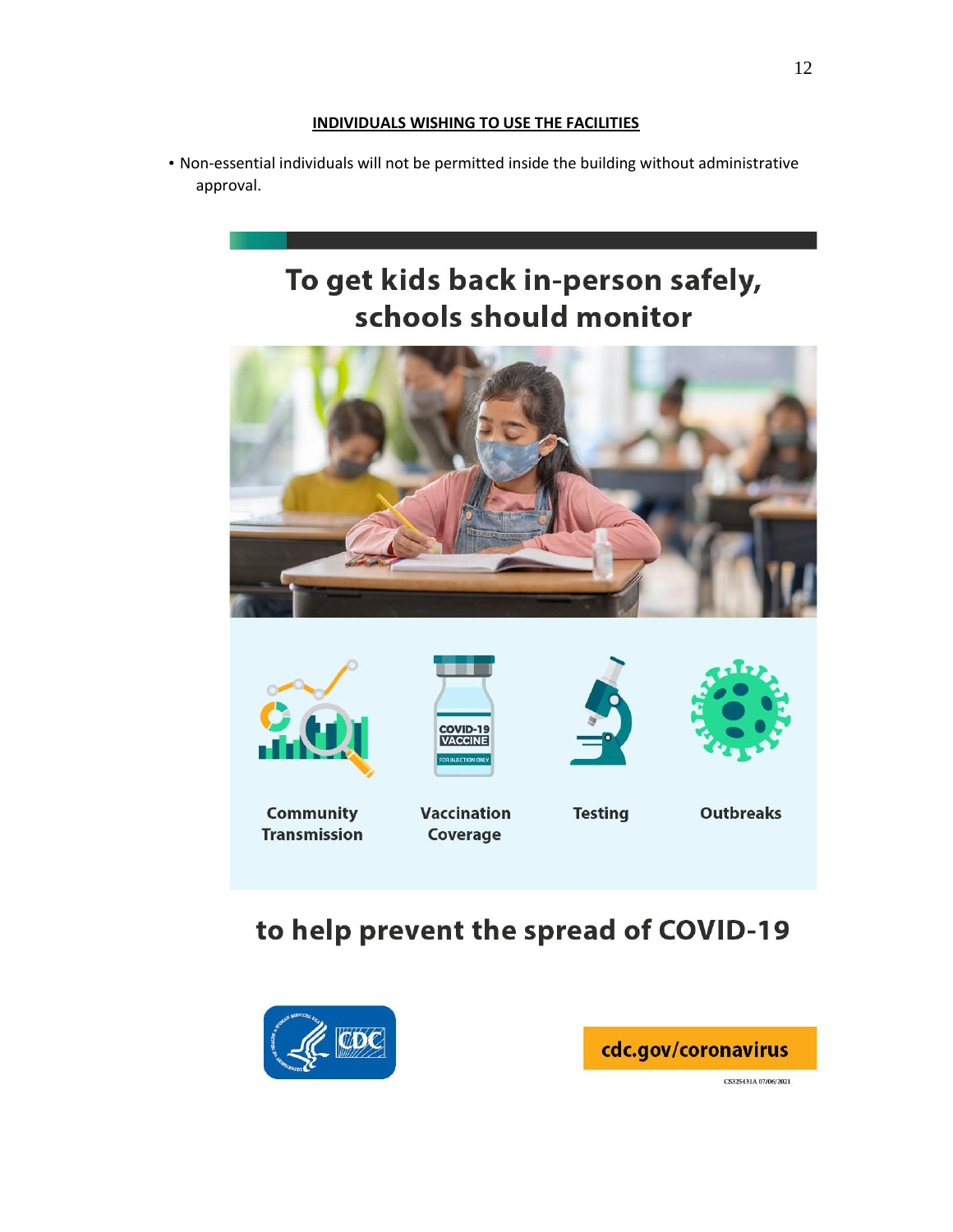**INDIVIDUALS WISHING TO USE THE FACILITIES**

- Non-essential individuals will not be permitted inside the building without administrative approval.

## To get kids back in-person safely, schools should monitor

Community Transmission

Vaccination Coverage

Testing

Outbreaks

## to help prevent the spread of COVID-19

cdc.gov/coronavirus

CS325431A 07/06/2021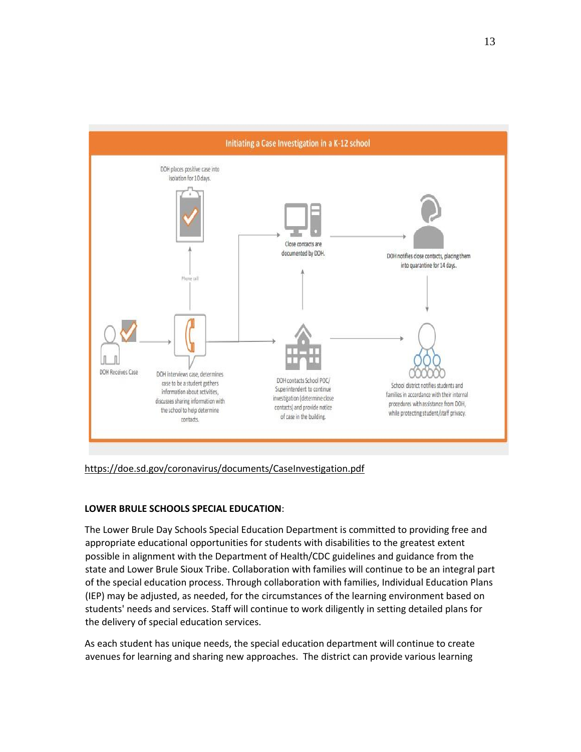**Initiating a Case Investigation in a K-12 school**

- DOH Receives Case
- DOH interviews case, determines case to be a student gathers information about activities, discusses sharing information with the school to help determine contacts.
- Phone call
- DOH places positive case into isolation for 10 days.
- Close contacts are documented by DOH.
- DOH notifies close contacts, placing them into quarantine for 14 days.
- DOH contacts School POC/ Superintendent to continue investigation (determine close contacts) and provide notice of case in the building.
- School district notifies students and families in accordance with their internal procedures with assistance from DOH, while protecting student/staff privacy.

https://doe.sd.gov/coronavirus/documents/CaseInvestigation.pdf

**LOWER BRULE SCHOOLS SPECIAL EDUCATION**:

The Lower Brule Day Schools Special Education Department is committed to providing free and appropriate educational opportunities for students with disabilities to the greatest extent possible in alignment with the Department of Health/CDC guidelines and guidance from the state and Lower Brule Sioux Tribe. Collaboration with families will continue to be an integral part of the special education process. Through collaboration with families, Individual Education Plans (IEP) may be adjusted, as needed, for the circumstances of the learning environment based on students' needs and services. Staff will continue to work diligently in setting detailed plans for the delivery of special education services.

As each student has unique needs, the special education department will continue to create avenues for learning and sharing new approaches. The district can provide various learning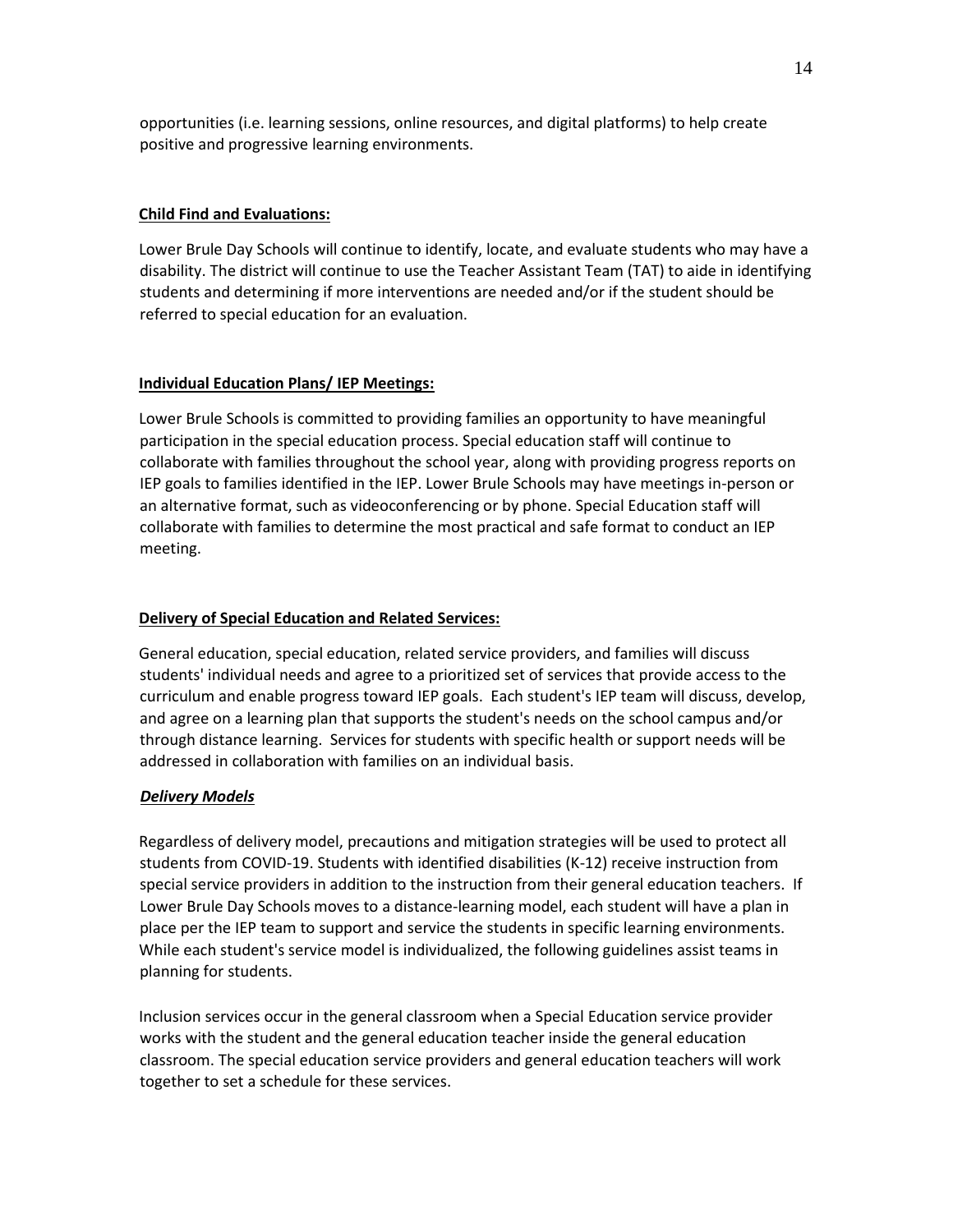opportunities (i.e. learning sessions, online resources, and digital platforms) to help create positive and progressive learning environments.

**Child Find and Evaluations:**

Lower Brule Day Schools will continue to identify, locate, and evaluate students who may have a disability. The district will continue to use the Teacher Assistant Team (TAT) to aide in identifying students and determining if more interventions are needed and/or if the student should be referred to special education for an evaluation.

**Individual Education Plans/ IEP Meetings:**

Lower Brule Schools is committed to providing families an opportunity to have meaningful participation in the special education process. Special education staff will continue to collaborate with families throughout the school year, along with providing progress reports on IEP goals to families identified in the IEP. Lower Brule Schools may have meetings in-person or an alternative format, such as videoconferencing or by phone. Special Education staff will collaborate with families to determine the most practical and safe format to conduct an IEP meeting.

**Delivery of Special Education and Related Services:**

General education, special education, related service providers, and families will discuss students' individual needs and agree to a prioritized set of services that provide access to the curriculum and enable progress toward IEP goals. Each student's IEP team will discuss, develop, and agree on a learning plan that supports the student's needs on the school campus and/or through distance learning. Services for students with specific health or support needs will be addressed in collaboration with families on an individual basis.

***Delivery Models***

Regardless of delivery model, precautions and mitigation strategies will be used to protect all students from COVID-19. Students with identified disabilities (K-12) receive instruction from special service providers in addition to the instruction from their general education teachers. If Lower Brule Day Schools moves to a distance-learning model, each student will have a plan in place per the IEP team to support and service the students in specific learning environments. While each student's service model is individualized, the following guidelines assist teams in planning for students.

Inclusion services occur in the general classroom when a Special Education service provider works with the student and the general education teacher inside the general education classroom. The special education service providers and general education teachers will work together to set a schedule for these services.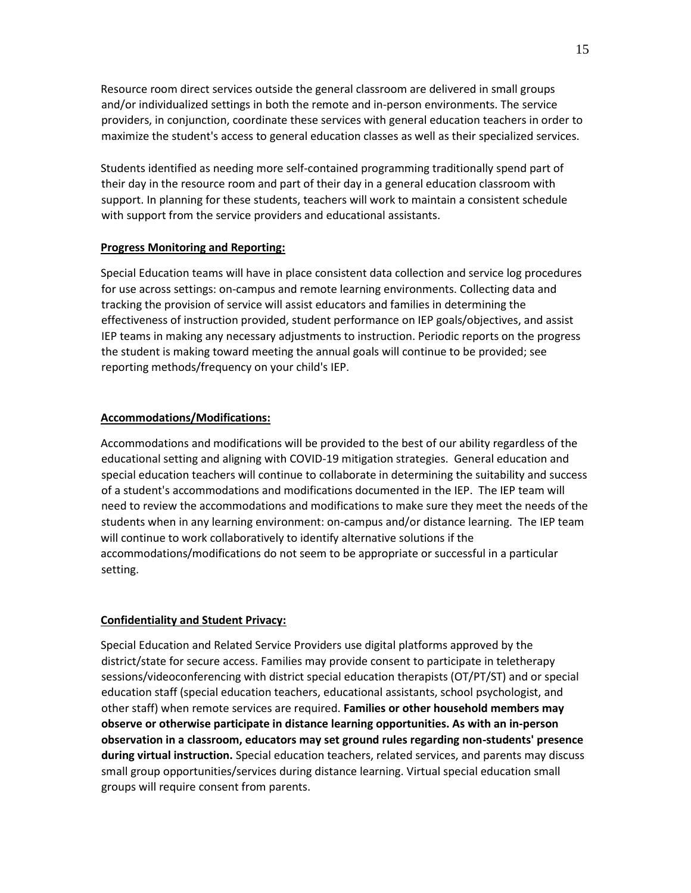Resource room direct services outside the general classroom are delivered in small groups and/or individualized settings in both the remote and in-person environments. The service providers, in conjunction, coordinate these services with general education teachers in order to maximize the student's access to general education classes as well as their specialized services.

Students identified as needing more self-contained programming traditionally spend part of their day in the resource room and part of their day in a general education classroom with support. In planning for these students, teachers will work to maintain a consistent schedule with support from the service providers and educational assistants.

## Progress Monitoring and Reporting:

Special Education teams will have in place consistent data collection and service log procedures for use across settings: on-campus and remote learning environments. Collecting data and tracking the provision of service will assist educators and families in determining the effectiveness of instruction provided, student performance on IEP goals/objectives, and assist IEP teams in making any necessary adjustments to instruction. Periodic reports on the progress the student is making toward meeting the annual goals will continue to be provided; see reporting methods/frequency on your child's IEP.

## Accommodations/Modifications:

Accommodations and modifications will be provided to the best of our ability regardless of the educational setting and aligning with COVID-19 mitigation strategies. General education and special education teachers will continue to collaborate in determining the suitability and success of a student's accommodations and modifications documented in the IEP. The IEP team will need to review the accommodations and modifications to make sure they meet the needs of the students when in any learning environment: on-campus and/or distance learning. The IEP team will continue to work collaboratively to identify alternative solutions if the accommodations/modifications do not seem to be appropriate or successful in a particular setting.

## Confidentiality and Student Privacy:

Special Education and Related Service Providers use digital platforms approved by the district/state for secure access. Families may provide consent to participate in teletherapy sessions/videoconferencing with district special education therapists (OT/PT/ST) and or special education staff (special education teachers, educational assistants, school psychologist, and other staff) when remote services are required. **Families or other household members may observe or otherwise participate in distance learning opportunities. As with an in-person observation in a classroom, educators may set ground rules regarding non-students' presence during virtual instruction.** Special education teachers, related services, and parents may discuss small group opportunities/services during distance learning. Virtual special education small groups will require consent from parents.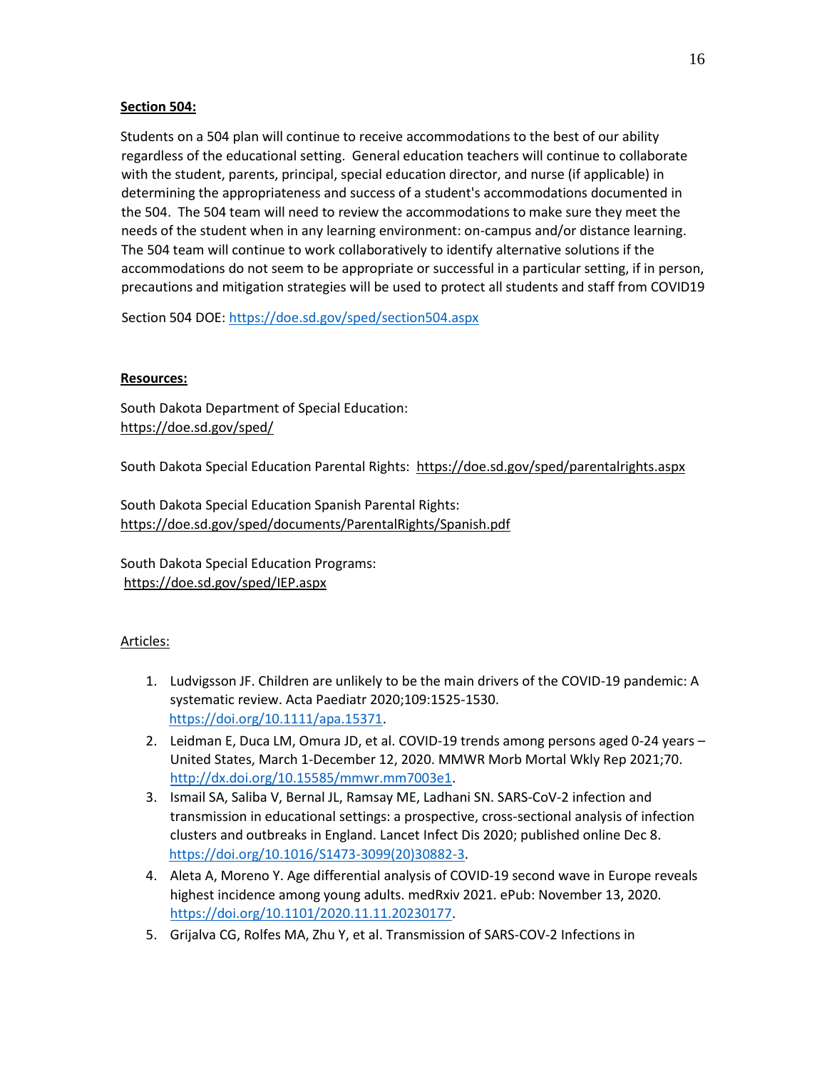**Section 504:**

Students on a 504 plan will continue to receive accommodations to the best of our ability regardless of the educational setting. General education teachers will continue to collaborate with the student, parents, principal, special education director, and nurse (if applicable) in determining the appropriateness and success of a student's accommodations documented in the 504. The 504 team will need to review the accommodations to make sure they meet the needs of the student when in any learning environment: on-campus and/or distance learning. The 504 team will continue to work collaboratively to identify alternative solutions if the accommodations do not seem to be appropriate or successful in a particular setting, if in person, precautions and mitigation strategies will be used to protect all students and staff from COVID19

Section 504 DOE: https://doe.sd.gov/sped/section504.aspx

**Resources:**

South Dakota Department of Special Education:
https://doe.sd.gov/sped/

South Dakota Special Education Parental Rights: https://doe.sd.gov/sped/parentalrights.aspx

South Dakota Special Education Spanish Parental Rights:
https://doe.sd.gov/sped/documents/ParentalRights/Spanish.pdf

South Dakota Special Education Programs:
https://doe.sd.gov/sped/IEP.aspx

Articles:

1. Ludvigsson JF. Children are unlikely to be the main drivers of the COVID-19 pandemic: A systematic review. Acta Paediatr 2020;109:1525-1530. https://doi.org/10.1111/apa.15371.
2. Leidman E, Duca LM, Omura JD, et al. COVID-19 trends among persons aged 0-24 years – United States, March 1-December 12, 2020. MMWR Morb Mortal Wkly Rep 2021;70. http://dx.doi.org/10.15585/mmwr.mm7003e1.
3. Ismail SA, Saliba V, Bernal JL, Ramsay ME, Ladhani SN. SARS-CoV-2 infection and transmission in educational settings: a prospective, cross-sectional analysis of infection clusters and outbreaks in England. Lancet Infect Dis 2020; published online Dec 8. https://doi.org/10.1016/S1473-3099(20)30882-3.
4. Aleta A, Moreno Y. Age differential analysis of COVID-19 second wave in Europe reveals highest incidence among young adults. medRxiv 2021. ePub: November 13, 2020. https://doi.org/10.1101/2020.11.11.20230177.
5. Grijalva CG, Rolfes MA, Zhu Y, et al. Transmission of SARS-COV-2 Infections in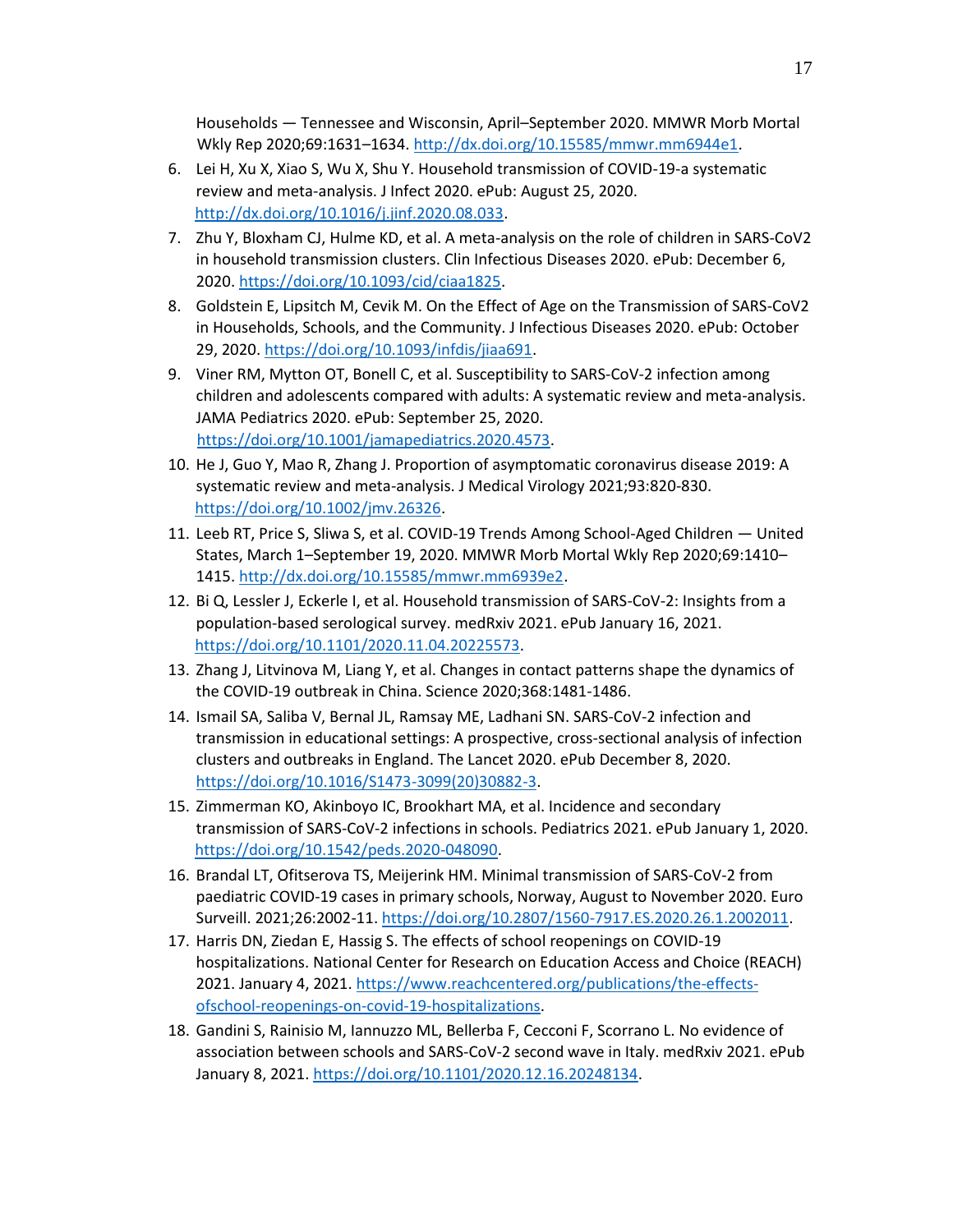Households — Tennessee and Wisconsin, April–September 2020. MMWR Morb Mortal Wkly Rep 2020;69:1631–1634. http://dx.doi.org/10.15585/mmwr.mm6944e1.

6. Lei H, Xu X, Xiao S, Wu X, Shu Y. Household transmission of COVID-19-a systematic review and meta-analysis. J Infect 2020. ePub: August 25, 2020. http://dx.doi.org/10.1016/j.jinf.2020.08.033.
7. Zhu Y, Bloxham CJ, Hulme KD, et al. A meta-analysis on the role of children in SARS-CoV2 in household transmission clusters. Clin Infectious Diseases 2020. ePub: December 6, 2020. https://doi.org/10.1093/cid/ciaa1825.
8. Goldstein E, Lipsitch M, Cevik M. On the Effect of Age on the Transmission of SARS-CoV2 in Households, Schools, and the Community. J Infectious Diseases 2020. ePub: October 29, 2020. https://doi.org/10.1093/infdis/jiaa691.
9. Viner RM, Mytton OT, Bonell C, et al. Susceptibility to SARS-CoV-2 infection among children and adolescents compared with adults: A systematic review and meta-analysis. JAMA Pediatrics 2020. ePub: September 25, 2020. https://doi.org/10.1001/jamapediatrics.2020.4573.
10. He J, Guo Y, Mao R, Zhang J. Proportion of asymptomatic coronavirus disease 2019: A systematic review and meta-analysis. J Medical Virology 2021;93:820-830. https://doi.org/10.1002/jmv.26326.
11. Leeb RT, Price S, Sliwa S, et al. COVID-19 Trends Among School-Aged Children — United States, March 1–September 19, 2020. MMWR Morb Mortal Wkly Rep 2020;69:1410–1415. http://dx.doi.org/10.15585/mmwr.mm6939e2.
12. Bi Q, Lessler J, Eckerle I, et al. Household transmission of SARS-CoV-2: Insights from a population-based serological survey. medRxiv 2021. ePub January 16, 2021. https://doi.org/10.1101/2020.11.04.20225573.
13. Zhang J, Litvinova M, Liang Y, et al. Changes in contact patterns shape the dynamics of the COVID-19 outbreak in China. Science 2020;368:1481-1486.
14. Ismail SA, Saliba V, Bernal JL, Ramsay ME, Ladhani SN. SARS-CoV-2 infection and transmission in educational settings: A prospective, cross-sectional analysis of infection clusters and outbreaks in England. The Lancet 2020. ePub December 8, 2020. https://doi.org/10.1016/S1473-3099(20)30882-3.
15. Zimmerman KO, Akinboyo IC, Brookhart MA, et al. Incidence and secondary transmission of SARS-CoV-2 infections in schools. Pediatrics 2021. ePub January 1, 2020. https://doi.org/10.1542/peds.2020-048090.
16. Brandal LT, Ofitserova TS, Meijerink HM. Minimal transmission of SARS-CoV-2 from paediatric COVID-19 cases in primary schools, Norway, August to November 2020. Euro Surveill. 2021;26:2002-11. https://doi.org/10.2807/1560-7917.ES.2020.26.1.2002011.
17. Harris DN, Ziedan E, Hassig S. The effects of school reopenings on COVID-19 hospitalizations. National Center for Research on Education Access and Choice (REACH) 2021. January 4, 2021. https://www.reachcentered.org/publications/the-effects-ofschool-reopenings-on-covid-19-hospitalizations.
18. Gandini S, Rainisio M, Iannuzzo ML, Bellerba F, Cecconi F, Scorrano L. No evidence of association between schools and SARS-CoV-2 second wave in Italy. medRxiv 2021. ePub January 8, 2021. https://doi.org/10.1101/2020.12.16.20248134.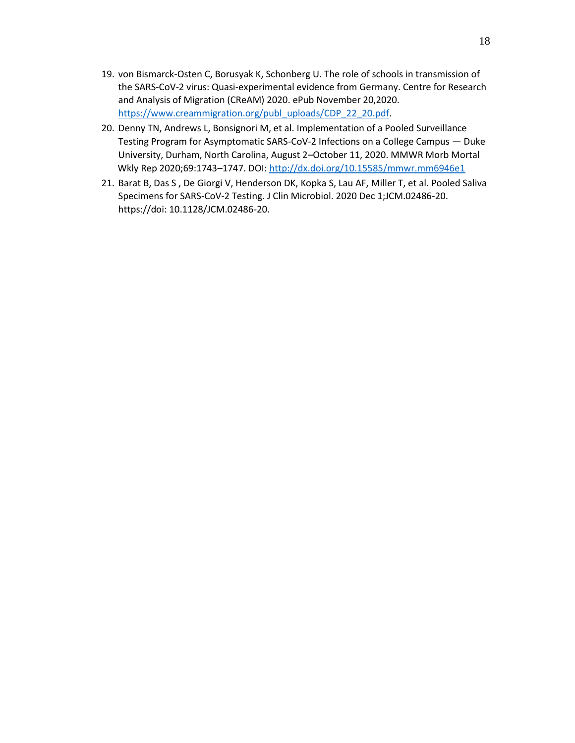19. von Bismarck-Osten C, Borusyak K, Schonberg U. The role of schools in transmission of the SARS-CoV-2 virus: Quasi-experimental evidence from Germany. Centre for Research and Analysis of Migration (CReAM) 2020. ePub November 20,2020. https://www.creammigration.org/publ_uploads/CDP_22_20.pdf.
20. Denny TN, Andrews L, Bonsignori M, et al. Implementation of a Pooled Surveillance Testing Program for Asymptomatic SARS-CoV-2 Infections on a College Campus — Duke University, Durham, North Carolina, August 2–October 11, 2020. MMWR Morb Mortal Wkly Rep 2020;69:1743–1747. DOI: http://dx.doi.org/10.15585/mmwr.mm6946e1
21. Barat B, Das S , De Giorgi V, Henderson DK, Kopka S, Lau AF, Miller T, et al. Pooled Saliva Specimens for SARS-CoV-2 Testing. J Clin Microbiol. 2020 Dec 1;JCM.02486-20. https://doi: 10.1128/JCM.02486-20.